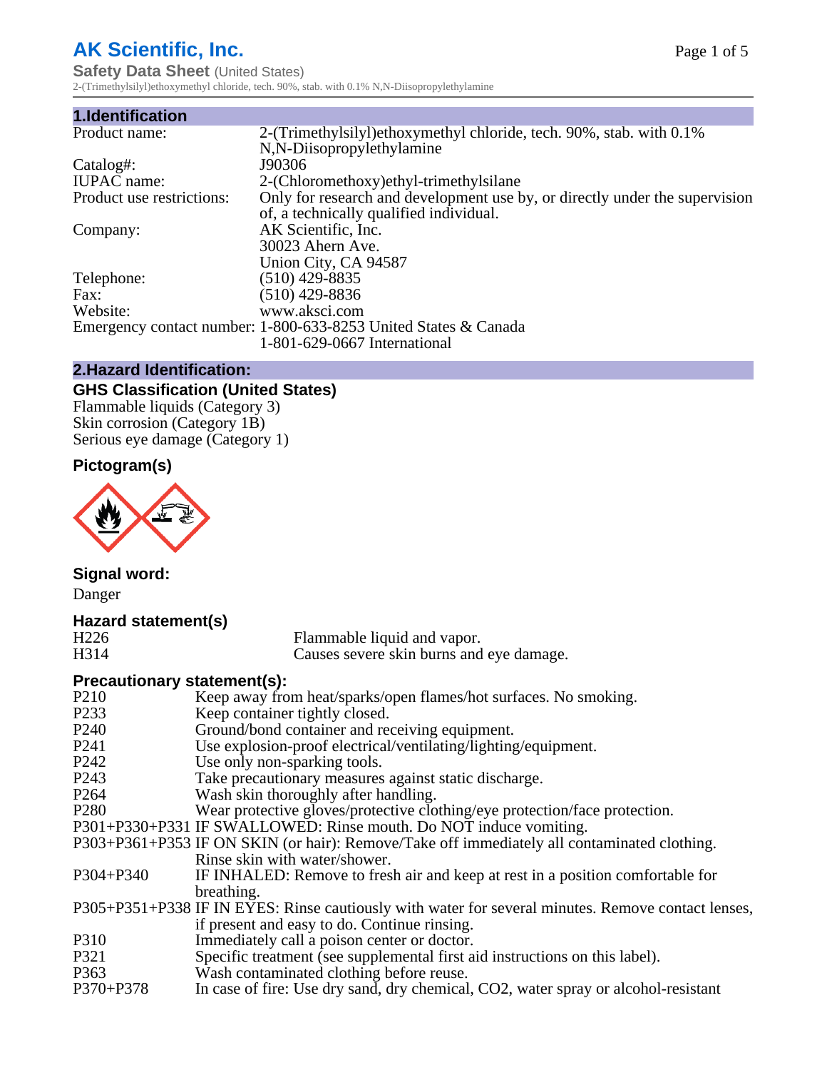# AK Scientific, Inc.

**Safety Data Sheet** (United States)

2-(Trimethylsilyl)ethoxymethyl chloride, tech. 90%, stab. with 0.1% N,N-Diisopropylethylamine

## 1.Identification

| | |
|---|---|
| Product name: | 2-(Trimethylsilyl)ethoxymethyl chloride, tech. 90%, stab. with 0.1% N,N-Diisopropylethylamine |
| Catalog#: | J90306 |
| IUPAC name: | 2-(Chloromethoxy)ethyl-trimethylsilane |
| Product use restrictions: | Only for research and development use by, or directly under the supervision of, a technically qualified individual. |
| Company: | AK Scientific, Inc.<br>30023 Ahern Ave.<br>Union City, CA 94587 |
| Telephone: | (510) 429-8835 |
| Fax: | (510) 429-8836 |
| Website: | www.aksci.com |
| Emergency contact number: | 1-800-633-8253 United States & Canada<br>1-801-629-0667 International |

## 2.Hazard Identification:

### GHS Classification (United States)

Flammable liquids (Category 3)
Skin corrosion (Category 1B)
Serious eye damage (Category 1)

### Pictogram(s)

### Signal word:

Danger

### Hazard statement(s)

| | |
|---|---|
| H226 | Flammable liquid and vapor. |
| H314 | Causes severe skin burns and eye damage. |

### Precautionary statement(s):

| | |
|---|---|
| P210 | Keep away from heat/sparks/open flames/hot surfaces. No smoking. |
| P233 | Keep container tightly closed. |
| P240 | Ground/bond container and receiving equipment. |
| P241 | Use explosion-proof electrical/ventilating/lighting/equipment. |
| P242 | Use only non-sparking tools. |
| P243 | Take precautionary measures against static discharge. |
| P264 | Wash skin thoroughly after handling. |
| P280 | Wear protective gloves/protective clothing/eye protection/face protection. |
| P301+P330+P331 | IF SWALLOWED: Rinse mouth. Do NOT induce vomiting. |
| P303+P361+P353 | IF ON SKIN (or hair): Remove/Take off immediately all contaminated clothing. Rinse skin with water/shower. |
| P304+P340 | IF INHALED: Remove to fresh air and keep at rest in a position comfortable for breathing. |
| P305+P351+P338 | IF IN EYES: Rinse cautiously with water for several minutes. Remove contact lenses, if present and easy to do. Continue rinsing. |
| P310 | Immediately call a poison center or doctor. |
| P321 | Specific treatment (see supplemental first aid instructions on this label). |
| P363 | Wash contaminated clothing before reuse. |
| P370+P378 | In case of fire: Use dry sand, dry chemical, CO2, water spray or alcohol-resistant |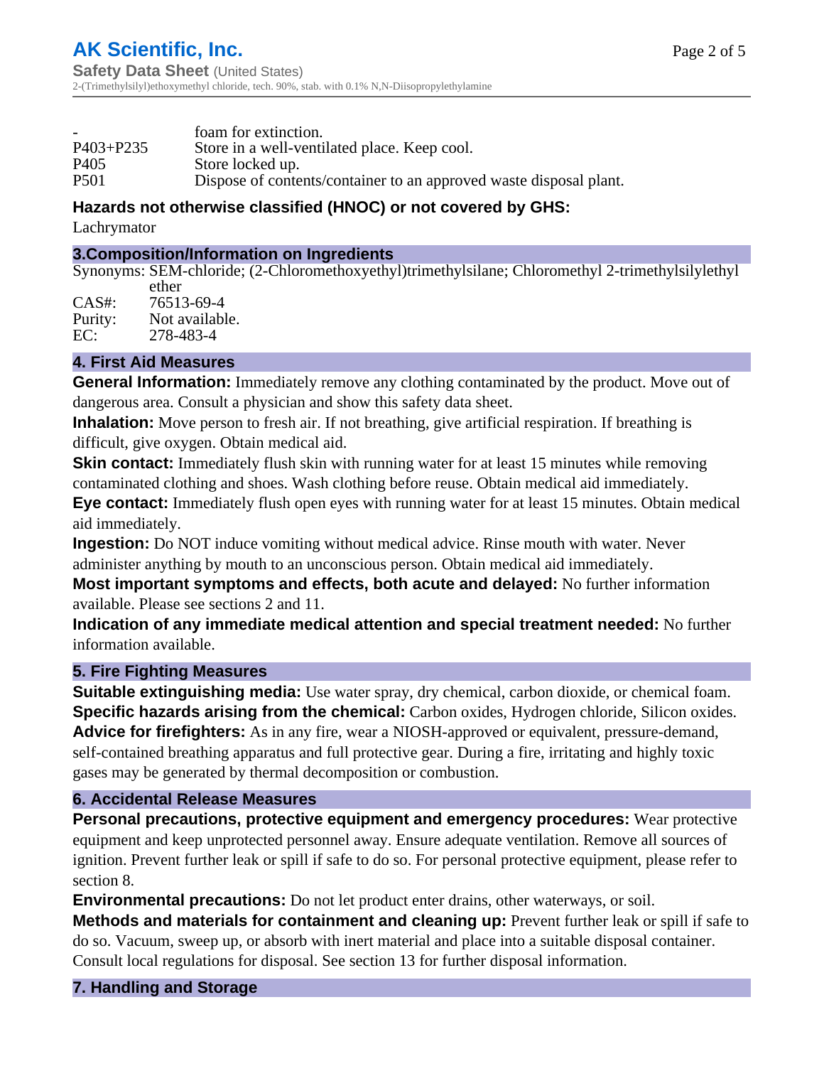| | |
|---|---|
| - | foam for extinction. |
| P403+P235 | Store in a well-ventilated place. Keep cool. |
| P405 | Store locked up. |
| P501 | Dispose of contents/container to an approved waste disposal plant. |

**Hazards not otherwise classified (HNOC) or not covered by GHS:**

Lachrymator

## 3.Composition/Information on Ingredients

Synonyms: SEM-chloride; (2-Chloromethoxyethyl)trimethylsilane; Chloromethyl 2-trimethylsilylethyl ether
CAS#: 76513-69-4
Purity: Not available.
EC: 278-483-4

## 4. First Aid Measures

**General Information:** Immediately remove any clothing contaminated by the product. Move out of dangerous area. Consult a physician and show this safety data sheet.

**Inhalation:** Move person to fresh air. If not breathing, give artificial respiration. If breathing is difficult, give oxygen. Obtain medical aid.

**Skin contact:** Immediately flush skin with running water for at least 15 minutes while removing contaminated clothing and shoes. Wash clothing before reuse. Obtain medical aid immediately.

**Eye contact:** Immediately flush open eyes with running water for at least 15 minutes. Obtain medical aid immediately.

**Ingestion:** Do NOT induce vomiting without medical advice. Rinse mouth with water. Never administer anything by mouth to an unconscious person. Obtain medical aid immediately.

**Most important symptoms and effects, both acute and delayed:** No further information available. Please see sections 2 and 11.

**Indication of any immediate medical attention and special treatment needed:** No further information available.

## 5. Fire Fighting Measures

**Suitable extinguishing media:** Use water spray, dry chemical, carbon dioxide, or chemical foam.

**Specific hazards arising from the chemical:** Carbon oxides, Hydrogen chloride, Silicon oxides.

**Advice for firefighters:** As in any fire, wear a NIOSH-approved or equivalent, pressure-demand, self-contained breathing apparatus and full protective gear. During a fire, irritating and highly toxic gases may be generated by thermal decomposition or combustion.

## 6. Accidental Release Measures

**Personal precautions, protective equipment and emergency procedures:** Wear protective equipment and keep unprotected personnel away. Ensure adequate ventilation. Remove all sources of ignition. Prevent further leak or spill if safe to do so. For personal protective equipment, please refer to section 8.

**Environmental precautions:** Do not let product enter drains, other waterways, or soil.

**Methods and materials for containment and cleaning up:** Prevent further leak or spill if safe to do so. Vacuum, sweep up, or absorb with inert material and place into a suitable disposal container. Consult local regulations for disposal. See section 13 for further disposal information.

## 7. Handling and Storage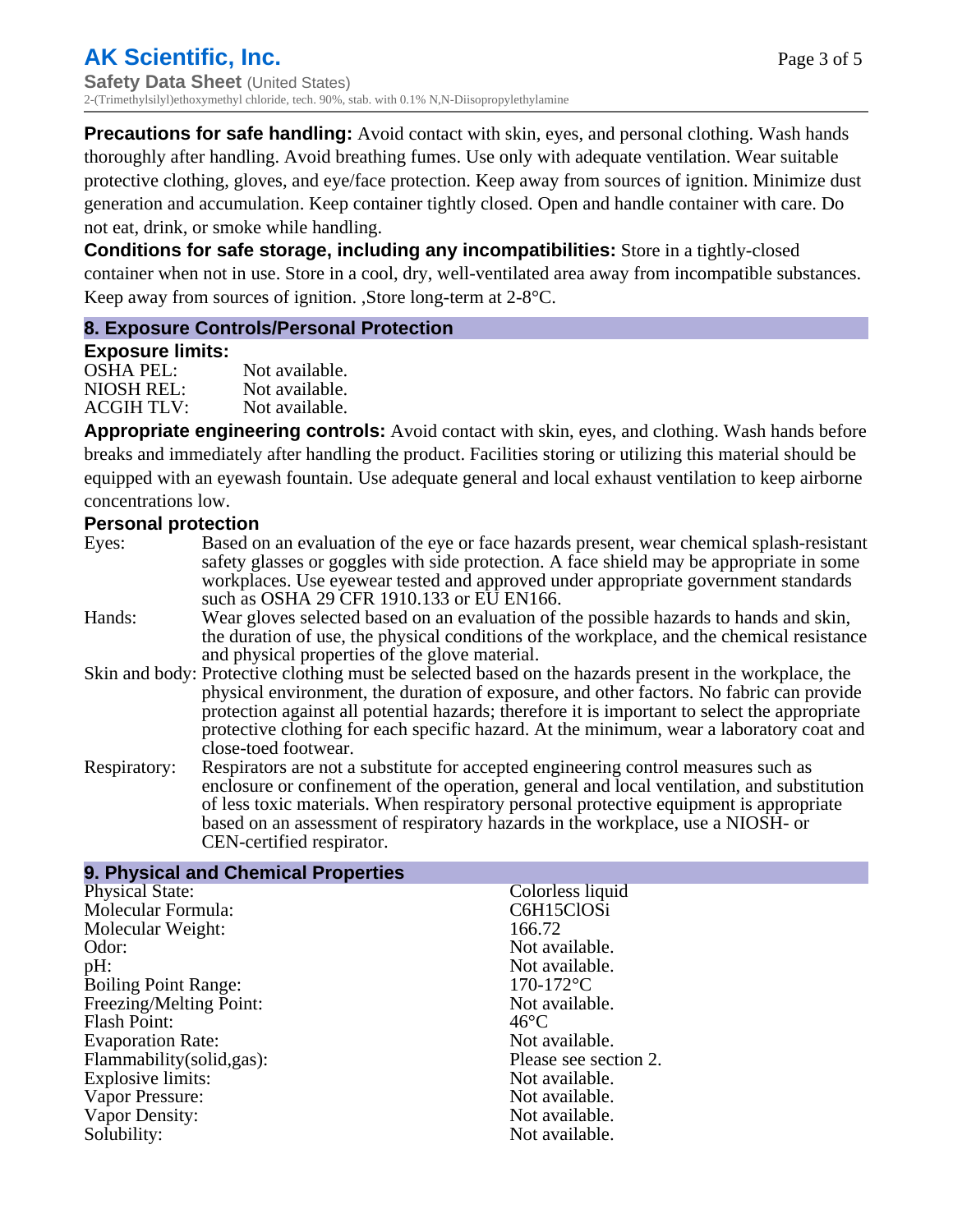**Precautions for safe handling:** Avoid contact with skin, eyes, and personal clothing. Wash hands thoroughly after handling. Avoid breathing fumes. Use only with adequate ventilation. Wear suitable protective clothing, gloves, and eye/face protection. Keep away from sources of ignition. Minimize dust generation and accumulation. Keep container tightly closed. Open and handle container with care. Do not eat, drink, or smoke while handling.

**Conditions for safe storage, including any incompatibilities:** Store in a tightly-closed container when not in use. Store in a cool, dry, well-ventilated area away from incompatible substances. Keep away from sources of ignition. ,Store long-term at 2-8°C.

## 8. Exposure Controls/Personal Protection

### Exposure limits:

| | |
|---|---|
| OSHA PEL: | Not available. |
| NIOSH REL: | Not available. |
| ACGIH TLV: | Not available. |

**Appropriate engineering controls:** Avoid contact with skin, eyes, and clothing. Wash hands before breaks and immediately after handling the product. Facilities storing or utilizing this material should be equipped with an eyewash fountain. Use adequate general and local exhaust ventilation to keep airborne concentrations low.

### Personal protection

| | |
|---|---|
| Eyes: | Based on an evaluation of the eye or face hazards present, wear chemical splash-resistant safety glasses or goggles with side protection. A face shield may be appropriate in some workplaces. Use eyewear tested and approved under appropriate government standards such as OSHA 29 CFR 1910.133 or EU EN166. |
| Hands: | Wear gloves selected based on an evaluation of the possible hazards to hands and skin, the duration of use, the physical conditions of the workplace, and the chemical resistance and physical properties of the glove material. |
| Skin and body: | Protective clothing must be selected based on the hazards present in the workplace, the physical environment, the duration of exposure, and other factors. No fabric can provide protection against all potential hazards; therefore it is important to select the appropriate protective clothing for each specific hazard. At the minimum, wear a laboratory coat and close-toed footwear. |
| Respiratory: | Respirators are not a substitute for accepted engineering control measures such as enclosure or confinement of the operation, general and local ventilation, and substitution of less toxic materials. When respiratory personal protective equipment is appropriate based on an assessment of respiratory hazards in the workplace, use a NIOSH- or CEN-certified respirator. |

## 9. Physical and Chemical Properties

| | |
|---|---|
| Physical State: | Colorless liquid |
| Molecular Formula: | C6H15ClOSi |
| Molecular Weight: | 166.72 |
| Odor: | Not available. |
| pH: | Not available. |
| Boiling Point Range: | 170-172°C |
| Freezing/Melting Point: | Not available. |
| Flash Point: | 46°C |
| Evaporation Rate: | Not available. |
| Flammability(solid,gas): | Please see section 2. |
| Explosive limits: | Not available. |
| Vapor Pressure: | Not available. |
| Vapor Density: | Not available. |
| Solubility: | Not available. |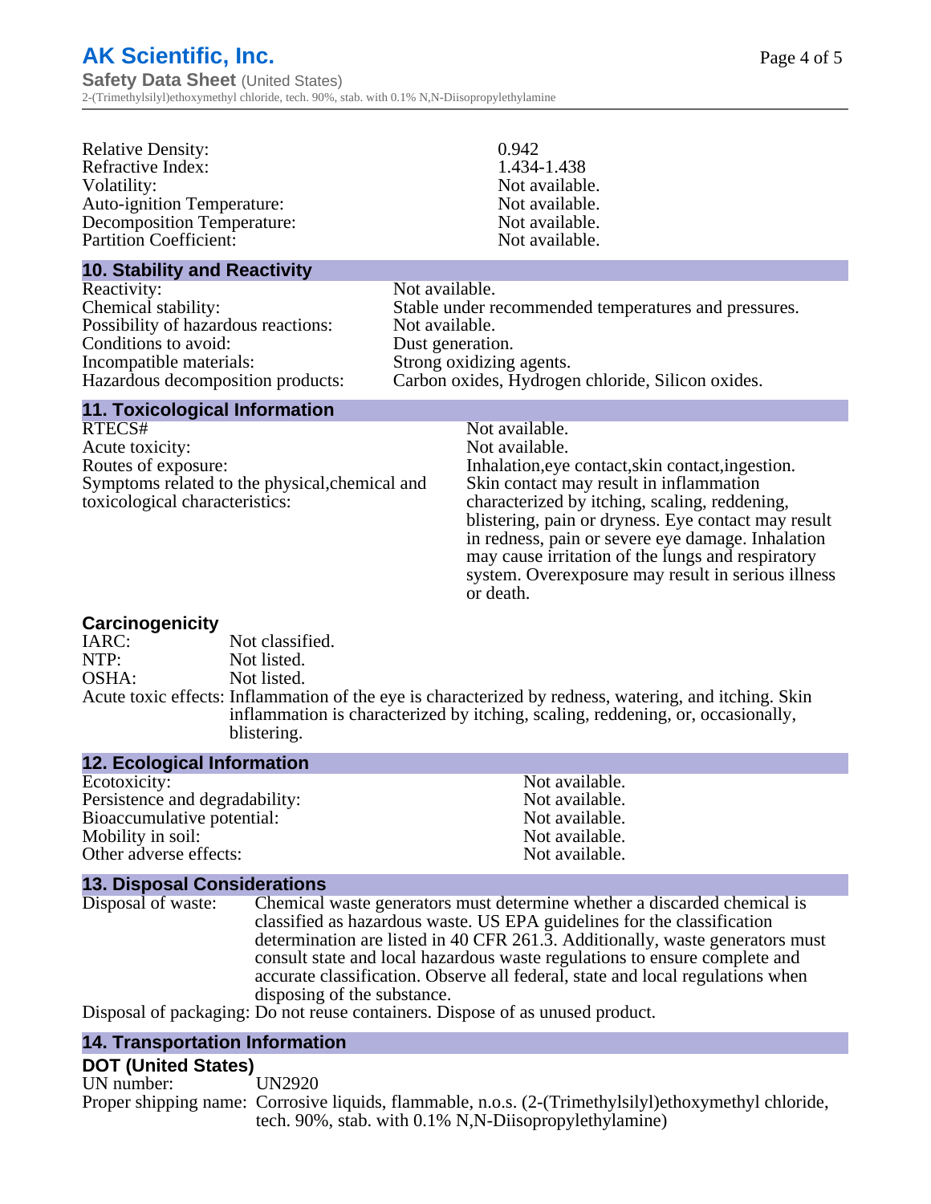| | |
|---|---|
| Relative Density: | 0.942 |
| Refractive Index: | 1.434-1.438 |
| Volatility: | Not available. |
| Auto-ignition Temperature: | Not available. |
| Decomposition Temperature: | Not available. |
| Partition Coefficient: | Not available. |

## 10. Stability and Reactivity

| | |
|---|---|
| Reactivity: | Not available. |
| Chemical stability: | Stable under recommended temperatures and pressures. |
| Possibility of hazardous reactions: | Not available. |
| Conditions to avoid: | Dust generation. |
| Incompatible materials: | Strong oxidizing agents. |
| Hazardous decomposition products: | Carbon oxides, Hydrogen chloride, Silicon oxides. |

## 11. Toxicological Information

| | |
|---|---|
| RTECS# | Not available. |
| Acute toxicity: | Not available. |
| Routes of exposure: | Inhalation,eye contact,skin contact,ingestion. |
| Symptoms related to the physical,chemical and toxicological characteristics: | Skin contact may result in inflammation characterized by itching, scaling, reddening, blistering, pain or dryness. Eye contact may result in redness, pain or severe eye damage. Inhalation may cause irritation of the lungs and respiratory system. Overexposure may result in serious illness or death. |

### Carcinogenicity

| | |
|---|---|
| IARC: | Not classified. |
| NTP: | Not listed. |
| OSHA: | Not listed. |
| Acute toxic effects: | Inflammation of the eye is characterized by redness, watering, and itching. Skin inflammation is characterized by itching, scaling, reddening, or, occasionally, blistering. |

## 12. Ecological Information

| | |
|---|---|
| Ecotoxicity: | Not available. |
| Persistence and degradability: | Not available. |
| Bioaccumulative potential: | Not available. |
| Mobility in soil: | Not available. |
| Other adverse effects: | Not available. |

## 13. Disposal Considerations

| | |
|---|---|
| Disposal of waste: | Chemical waste generators must determine whether a discarded chemical is classified as hazardous waste. US EPA guidelines for the classification determination are listed in 40 CFR 261.3. Additionally, waste generators must consult state and local hazardous waste regulations to ensure complete and accurate classification. Observe all federal, state and local regulations when disposing of the substance. |
| Disposal of packaging: | Do not reuse containers. Dispose of as unused product. |

## 14. Transportation Information

### DOT (United States)

| | |
|---|---|
| UN number: | UN2920 |
| Proper shipping name: | Corrosive liquids, flammable, n.o.s. (2-(Trimethylsilyl)ethoxymethyl chloride, tech. 90%, stab. with 0.1% N,N-Diisopropylethylamine) |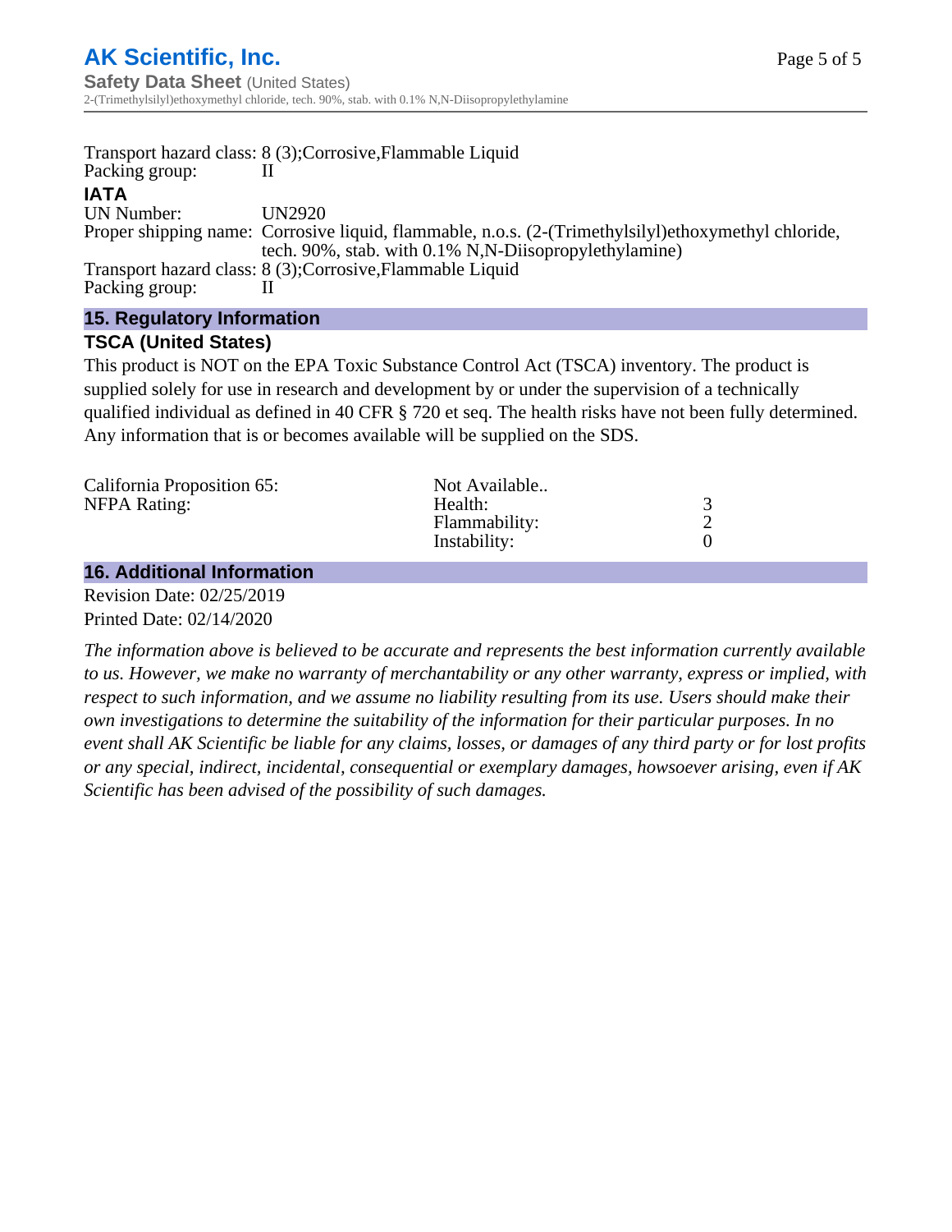Transport hazard class: 8 (3);Corrosive,Flammable Liquid
Packing group: II

**IATA**

UN Number: UN2920
Proper shipping name: Corrosive liquid, flammable, n.o.s. (2-(Trimethylsilyl)ethoxymethyl chloride, tech. 90%, stab. with 0.1% N,N-Diisopropylethylamine)
Transport hazard class: 8 (3);Corrosive,Flammable Liquid
Packing group: II

## 15. Regulatory Information

### TSCA (United States)

This product is NOT on the EPA Toxic Substance Control Act (TSCA) inventory. The product is supplied solely for use in research and development by or under the supervision of a technically qualified individual as defined in 40 CFR § 720 et seq. The health risks have not been fully determined. Any information that is or becomes available will be supplied on the SDS.

| | | |
|---|---|---|
| California Proposition 65: | Not Available.. | |
| NFPA Rating: | Health: | 3 |
| | Flammability: | 2 |
| | Instability: | 0 |

## 16. Additional Information

Revision Date: 02/25/2019
Printed Date: 02/14/2020

*The information above is believed to be accurate and represents the best information currently available to us. However, we make no warranty of merchantability or any other warranty, express or implied, with respect to such information, and we assume no liability resulting from its use. Users should make their own investigations to determine the suitability of the information for their particular purposes. In no event shall AK Scientific be liable for any claims, losses, or damages of any third party or for lost profits or any special, indirect, incidental, consequential or exemplary damages, howsoever arising, even if AK Scientific has been advised of the possibility of such damages.*